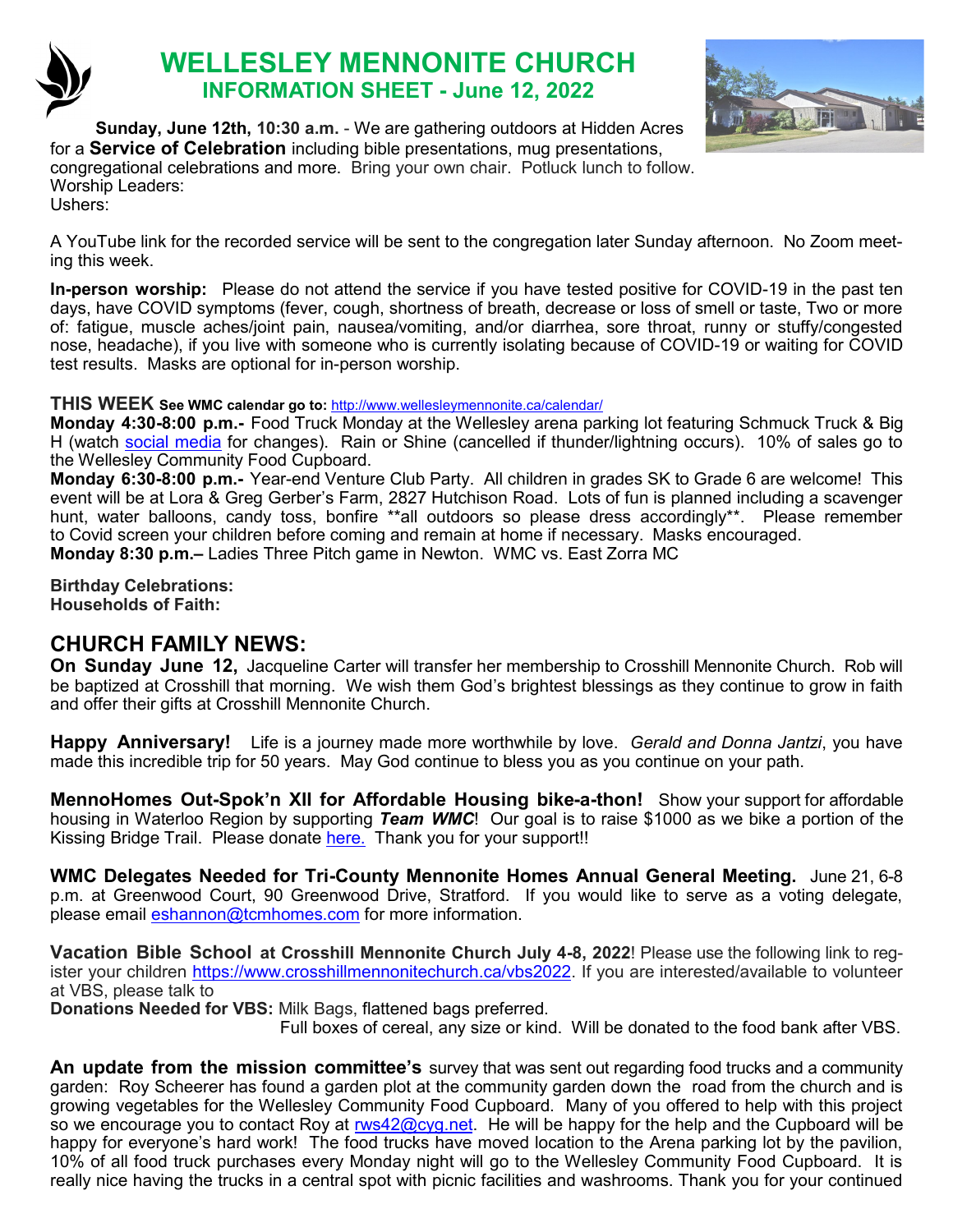# WELLESLEY MENNONITE CHURCH

## INFORMATION SHEET - June 12, 2022

**Sunday, June 12th, 10:30 a.m.** - We are gathering outdoors at Hidden Acres for a **Service of Celebration** including bible presentations, mug presentations, congregational celebrations and more. Bring your own chair. Potluck lunch to follow.
Worship Leaders:
Ushers:

A YouTube link for the recorded service will be sent to the congregation later Sunday afternoon. No Zoom meeting this week.

**In-person worship:** Please do not attend the service if you have tested positive for COVID-19 in the past ten days, have COVID symptoms (fever, cough, shortness of breath, decrease or loss of smell or taste, Two or more of: fatigue, muscle aches/joint pain, nausea/vomiting, and/or diarrhea, sore throat, runny or stuffy/congested nose, headache), if you live with someone who is currently isolating because of COVID-19 or waiting for COVID test results. Masks are optional for in-person worship.

**THIS WEEK See WMC calendar go to:** http://www.wellesleymennonite.ca/calendar/

**Monday 4:30-8:00 p.m.-** Food Truck Monday at the Wellesley arena parking lot featuring Schmuck Truck & Big H (watch social media for changes). Rain or Shine (cancelled if thunder/lightning occurs). 10% of sales go to the Wellesley Community Food Cupboard.

**Monday 6:30-8:00 p.m.-** Year-end Venture Club Party. All children in grades SK to Grade 6 are welcome! This event will be at Lora & Greg Gerber's Farm, 2827 Hutchison Road. Lots of fun is planned including a scavenger hunt, water balloons, candy toss, bonfire **all outdoors so please dress accordingly**. Please remember to Covid screen your children before coming and remain at home if necessary. Masks encouraged.

**Monday 8:30 p.m.–** Ladies Three Pitch game in Newton. WMC vs. East Zorra MC

**Birthday Celebrations:**
**Households of Faith:**

## CHURCH FAMILY NEWS:

**On Sunday June 12,** Jacqueline Carter will transfer her membership to Crosshill Mennonite Church. Rob will be baptized at Crosshill that morning. We wish them God's brightest blessings as they continue to grow in faith and offer their gifts at Crosshill Mennonite Church.

**Happy Anniversary!** Life is a journey made more worthwhile by love. *Gerald and Donna Jantzi*, you have made this incredible trip for 50 years. May God continue to bless you as you continue on your path.

**MennoHomes Out-Spok'n XII for Affordable Housing bike-a-thon!** Show your support for affordable housing in Waterloo Region by supporting ***Team WMC***! Our goal is to raise $1000 as we bike a portion of the Kissing Bridge Trail. Please donate here. Thank you for your support!!

**WMC Delegates Needed for Tri-County Mennonite Homes Annual General Meeting.** June 21, 6-8 p.m. at Greenwood Court, 90 Greenwood Drive, Stratford. If you would like to serve as a voting delegate, please email eshannon@tcmhomes.com for more information.

**Vacation Bible School at Crosshill Mennonite Church July 4-8, 2022**! Please use the following link to register your children https://www.crosshillmennonitechurch.ca/vbs2022. If you are interested/available to volunteer at VBS, please talk to

**Donations Needed for VBS:** Milk Bags, flattened bags preferred.
Full boxes of cereal, any size or kind. Will be donated to the food bank after VBS.

**An update from the mission committee's** survey that was sent out regarding food trucks and a community garden: Roy Scheerer has found a garden plot at the community garden down the road from the church and is growing vegetables for the Wellesley Community Food Cupboard. Many of you offered to help with this project so we encourage you to contact Roy at rws42@cyg.net. He will be happy for the help and the Cupboard will be happy for everyone's hard work! The food trucks have moved location to the Arena parking lot by the pavilion, 10% of all food truck purchases every Monday night will go to the Wellesley Community Food Cupboard. It is really nice having the trucks in a central spot with picnic facilities and washrooms. Thank you for your continued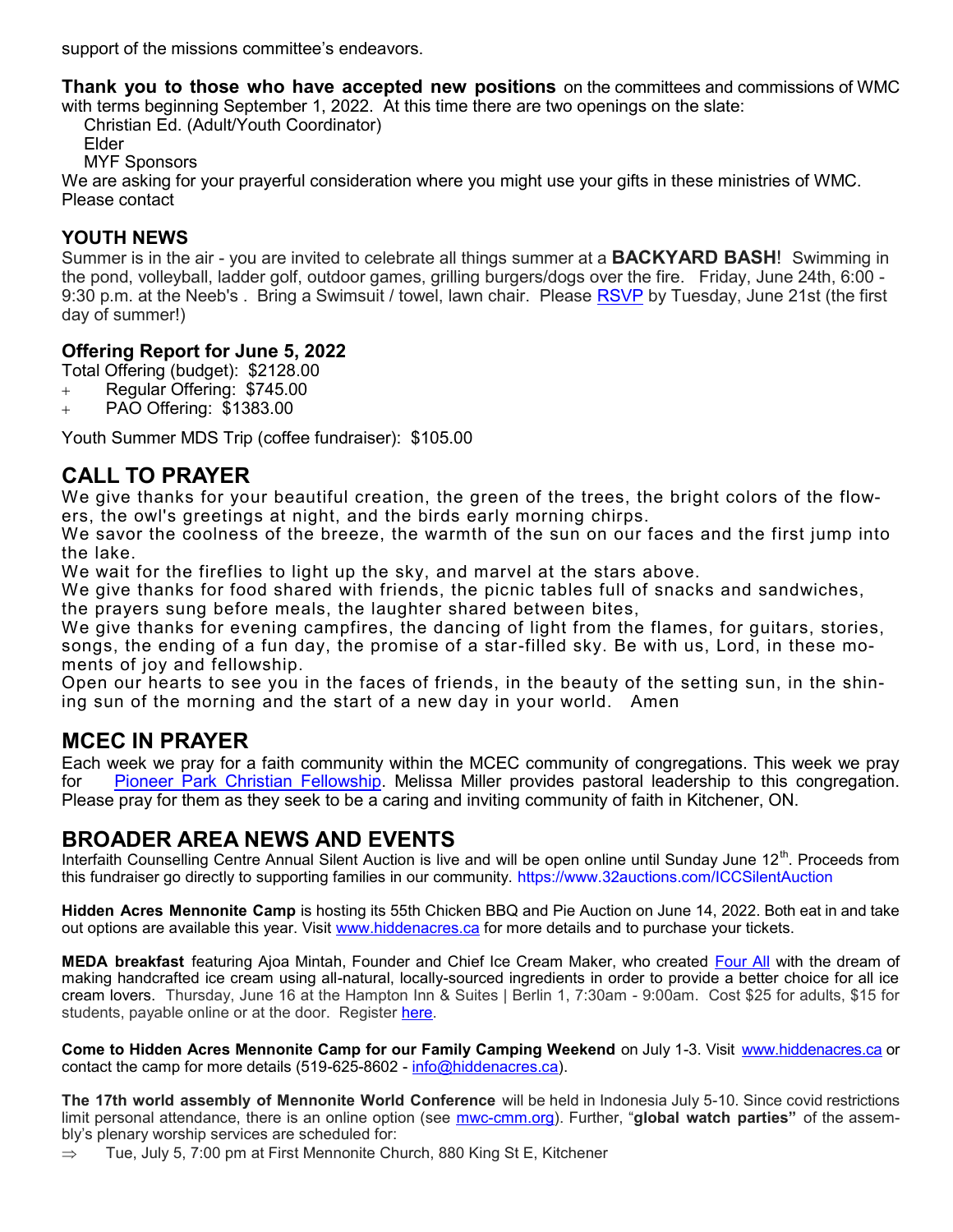support of the missions committee's endeavors.

**Thank you to those who have accepted new positions** on the committees and commissions of WMC with terms beginning September 1, 2022. At this time there are two openings on the slate:

Christian Ed. (Adult/Youth Coordinator)
Elder
MYF Sponsors

We are asking for your prayerful consideration where you might use your gifts in these ministries of WMC. Please contact

### YOUTH NEWS

Summer is in the air - you are invited to celebrate all things summer at a **BACKYARD BASH**! Swimming in the pond, volleyball, ladder golf, outdoor games, grilling burgers/dogs over the fire. Friday, June 24th, 6:00 - 9:30 p.m. at the Neeb's . Bring a Swimsuit / towel, lawn chair. Please RSVP by Tuesday, June 21st (the first day of summer!)

### Offering Report for June 5, 2022

Total Offering (budget): $2128.00

- Regular Offering: $745.00
- PAO Offering: $1383.00

Youth Summer MDS Trip (coffee fundraiser): $105.00

## CALL TO PRAYER

We give thanks for your beautiful creation, the green of the trees, the bright colors of the flowers, the owl's greetings at night, and the birds early morning chirps.
We savor the coolness of the breeze, the warmth of the sun on our faces and the first jump into the lake.
We wait for the fireflies to light up the sky, and marvel at the stars above.
We give thanks for food shared with friends, the picnic tables full of snacks and sandwiches, the prayers sung before meals, the laughter shared between bites,
We give thanks for evening campfires, the dancing of light from the flames, for guitars, stories, songs, the ending of a fun day, the promise of a star-filled sky. Be with us, Lord, in these moments of joy and fellowship.
Open our hearts to see you in the faces of friends, in the beauty of the setting sun, in the shining sun of the morning and the start of a new day in your world. Amen

## MCEC IN PRAYER

Each week we pray for a faith community within the MCEC community of congregations. This week we pray for Pioneer Park Christian Fellowship. Melissa Miller provides pastoral leadership to this congregation. Please pray for them as they seek to be a caring and inviting community of faith in Kitchener, ON.

## BROADER AREA NEWS AND EVENTS

Interfaith Counselling Centre Annual Silent Auction is live and will be open online until Sunday June 12th. Proceeds from this fundraiser go directly to supporting families in our community. https://www.32auctions.com/ICCSilentAuction

**Hidden Acres Mennonite Camp** is hosting its 55th Chicken BBQ and Pie Auction on June 14, 2022. Both eat in and take out options are available this year. Visit www.hiddenacres.ca for more details and to purchase your tickets.

**MEDA breakfast** featuring Ajoa Mintah, Founder and Chief Ice Cream Maker, who created Four All with the dream of making handcrafted ice cream using all-natural, locally-sourced ingredients in order to provide a better choice for all ice cream lovers. Thursday, June 16 at the Hampton Inn & Suites | Berlin 1, 7:30am - 9:00am. Cost $25 for adults, $15 for students, payable online or at the door. Register here.

**Come to Hidden Acres Mennonite Camp for our Family Camping Weekend** on July 1-3. Visit www.hiddenacres.ca or contact the camp for more details (519-625-8602 - info@hiddenacres.ca).

**The 17th world assembly of Mennonite World Conference** will be held in Indonesia July 5-10. Since covid restrictions limit personal attendance, there is an online option (see mwc-cmm.org). Further, "**global watch parties"** of the assembly's plenary worship services are scheduled for:

- ⇒ Tue, July 5, 7:00 pm at First Mennonite Church, 880 King St E, Kitchener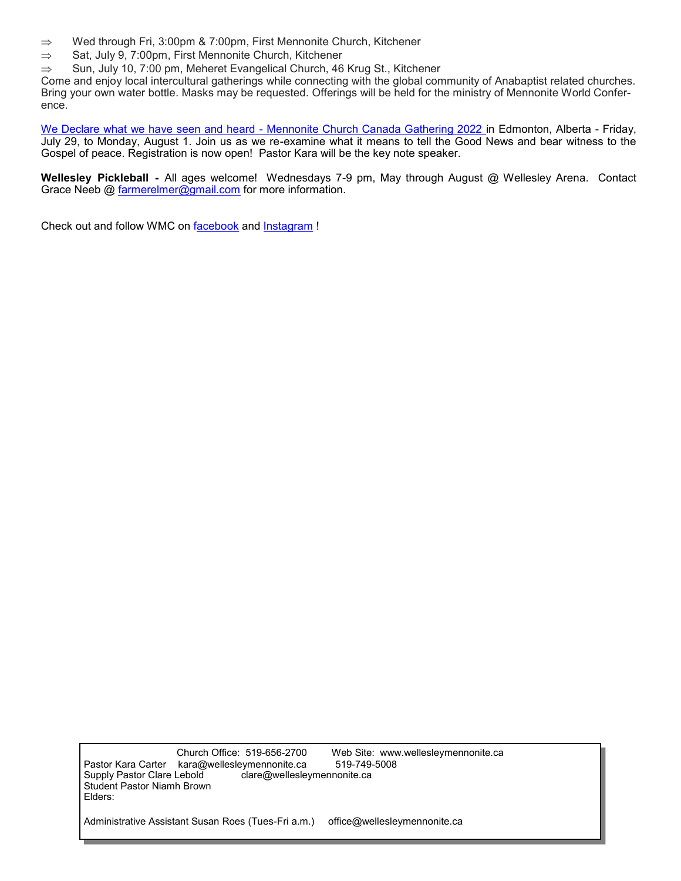- ⇒ Wed through Fri, 3:00pm & 7:00pm, First Mennonite Church, Kitchener
- ⇒ Sat, July 9, 7:00pm, First Mennonite Church, Kitchener
- ⇒ Sun, July 10, 7:00 pm, Meheret Evangelical Church, 46 Krug St., Kitchener

Come and enjoy local intercultural gatherings while connecting with the global community of Anabaptist related churches. Bring your own water bottle. Masks may be requested. Offerings will be held for the ministry of Mennonite World Conference.

We Declare what we have seen and heard - Mennonite Church Canada Gathering 2022 in Edmonton, Alberta - Friday, July 29, to Monday, August 1. Join us as we re-examine what it means to tell the Good News and bear witness to the Gospel of peace. Registration is now open! Pastor Kara will be the key note speaker.

**Wellesley Pickleball -** All ages welcome! Wednesdays 7-9 pm, May through August @ Wellesley Arena. Contact Grace Neeb @ farmerelmer@gmail.com for more information.

Check out and follow WMC on facebook and Instagram !

Church Office: 519-656-2700 Web Site: www.wellesleymennonite.ca
Pastor Kara Carter kara@wellesleymennonite.ca 519-749-5008
Supply Pastor Clare Lebold clare@wellesleymennonite.ca
Student Pastor Niamh Brown
Elders:

Administrative Assistant Susan Roes (Tues-Fri a.m.) office@wellesleymennonite.ca